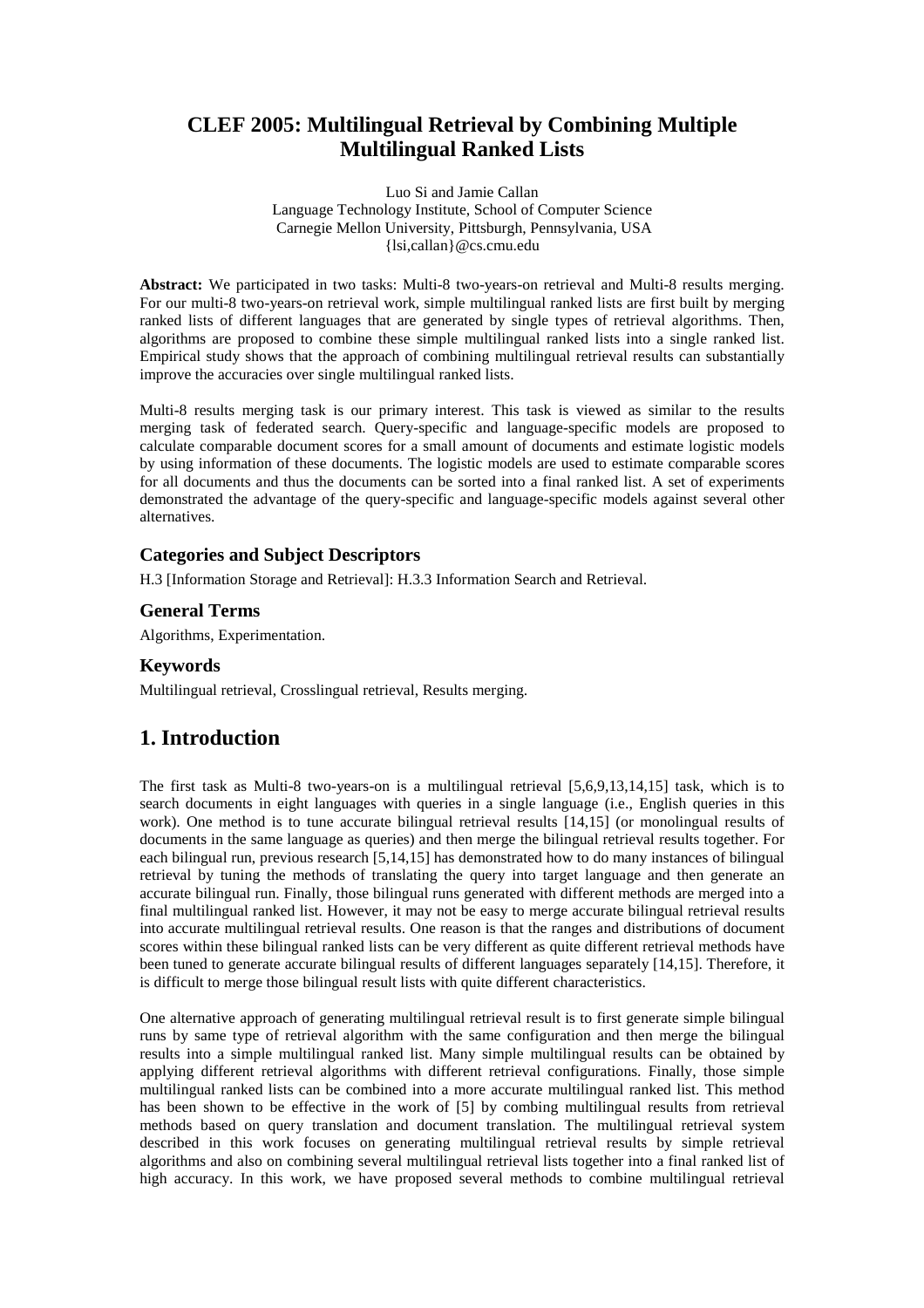# CLEF 2005: Multilingual Retrieval by Combining Multiple Multilingual Ranked Lists

Luo Si and Jamie Callan
Language Technology Institute, School of Computer Science
Carnegie Mellon University, Pittsburgh, Pennsylvania, USA
{lsi,callan}@cs.cmu.edu

**Abstract:** We participated in two tasks: Multi-8 two-years-on retrieval and Multi-8 results merging. For our multi-8 two-years-on retrieval work, simple multilingual ranked lists are first built by merging ranked lists of different languages that are generated by single types of retrieval algorithms. Then, algorithms are proposed to combine these simple multilingual ranked lists into a single ranked list. Empirical study shows that the approach of combining multilingual retrieval results can substantially improve the accuracies over single multilingual ranked lists.

Multi-8 results merging task is our primary interest. This task is viewed as similar to the results merging task of federated search. Query-specific and language-specific models are proposed to calculate comparable document scores for a small amount of documents and estimate logistic models by using information of these documents. The logistic models are used to estimate comparable scores for all documents and thus the documents can be sorted into a final ranked list. A set of experiments demonstrated the advantage of the query-specific and language-specific models against several other alternatives.

### Categories and Subject Descriptors

H.3 [Information Storage and Retrieval]: H.3.3 Information Search and Retrieval.

### General Terms

Algorithms, Experimentation.

### Keywords

Multilingual retrieval, Crosslingual retrieval, Results merging.

## 1. Introduction

The first task as Multi-8 two-years-on is a multilingual retrieval [5,6,9,13,14,15] task, which is to search documents in eight languages with queries in a single language (i.e., English queries in this work). One method is to tune accurate bilingual retrieval results [14,15] (or monolingual results of documents in the same language as queries) and then merge the bilingual retrieval results together. For each bilingual run, previous research [5,14,15] has demonstrated how to do many instances of bilingual retrieval by tuning the methods of translating the query into target language and then generate an accurate bilingual run. Finally, those bilingual runs generated with different methods are merged into a final multilingual ranked list. However, it may not be easy to merge accurate bilingual retrieval results into accurate multilingual retrieval results. One reason is that the ranges and distributions of document scores within these bilingual ranked lists can be very different as quite different retrieval methods have been tuned to generate accurate bilingual results of different languages separately [14,15]. Therefore, it is difficult to merge those bilingual result lists with quite different characteristics.

One alternative approach of generating multilingual retrieval result is to first generate simple bilingual runs by same type of retrieval algorithm with the same configuration and then merge the bilingual results into a simple multilingual ranked list. Many simple multilingual results can be obtained by applying different retrieval algorithms with different retrieval configurations. Finally, those simple multilingual ranked lists can be combined into a more accurate multilingual ranked list. This method has been shown to be effective in the work of [5] by combing multilingual results from retrieval methods based on query translation and document translation. The multilingual retrieval system described in this work focuses on generating multilingual retrieval results by simple retrieval algorithms and also on combining several multilingual retrieval lists together into a final ranked list of high accuracy. In this work, we have proposed several methods to combine multilingual retrieval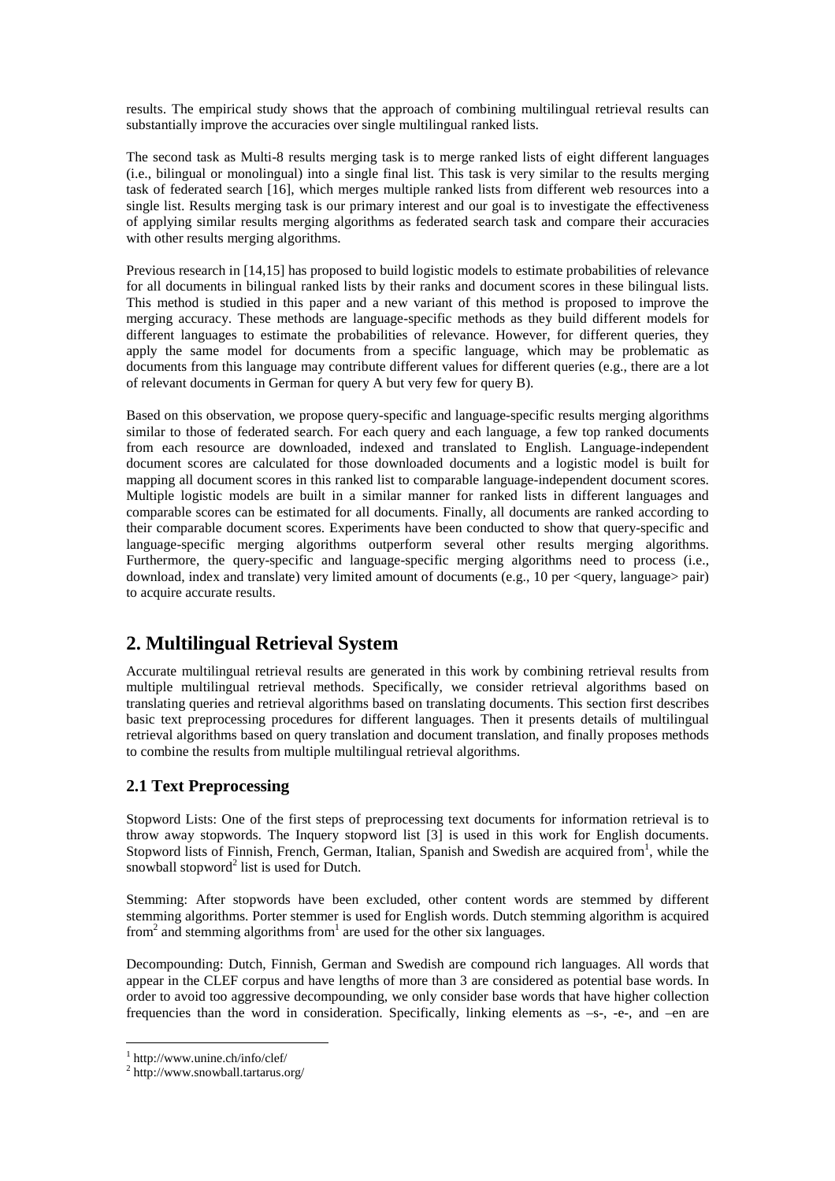results. The empirical study shows that the approach of combining multilingual retrieval results can substantially improve the accuracies over single multilingual ranked lists.

The second task as Multi-8 results merging task is to merge ranked lists of eight different languages (i.e., bilingual or monolingual) into a single final list. This task is very similar to the results merging task of federated search [16], which merges multiple ranked lists from different web resources into a single list. Results merging task is our primary interest and our goal is to investigate the effectiveness of applying similar results merging algorithms as federated search task and compare their accuracies with other results merging algorithms.

Previous research in [14,15] has proposed to build logistic models to estimate probabilities of relevance for all documents in bilingual ranked lists by their ranks and document scores in these bilingual lists. This method is studied in this paper and a new variant of this method is proposed to improve the merging accuracy. These methods are language-specific methods as they build different models for different languages to estimate the probabilities of relevance. However, for different queries, they apply the same model for documents from a specific language, which may be problematic as documents from this language may contribute different values for different queries (e.g., there are a lot of relevant documents in German for query A but very few for query B).

Based on this observation, we propose query-specific and language-specific results merging algorithms similar to those of federated search. For each query and each language, a few top ranked documents from each resource are downloaded, indexed and translated to English. Language-independent document scores are calculated for those downloaded documents and a logistic model is built for mapping all document scores in this ranked list to comparable language-independent document scores. Multiple logistic models are built in a similar manner for ranked lists in different languages and comparable scores can be estimated for all documents. Finally, all documents are ranked according to their comparable document scores. Experiments have been conducted to show that query-specific and language-specific merging algorithms outperform several other results merging algorithms. Furthermore, the query-specific and language-specific merging algorithms need to process (i.e., download, index and translate) very limited amount of documents (e.g., 10 per <query, language> pair) to acquire accurate results.

## 2. Multilingual Retrieval System

Accurate multilingual retrieval results are generated in this work by combining retrieval results from multiple multilingual retrieval methods. Specifically, we consider retrieval algorithms based on translating queries and retrieval algorithms based on translating documents. This section first describes basic text preprocessing procedures for different languages. Then it presents details of multilingual retrieval algorithms based on query translation and document translation, and finally proposes methods to combine the results from multiple multilingual retrieval algorithms.

### 2.1 Text Preprocessing

Stopword Lists: One of the first steps of preprocessing text documents for information retrieval is to throw away stopwords. The Inquery stopword list [3] is used in this work for English documents. Stopword lists of Finnish, French, German, Italian, Spanish and Swedish are acquired from[1], while the snowball stopword[2] list is used for Dutch.

Stemming: After stopwords have been excluded, other content words are stemmed by different stemming algorithms. Porter stemmer is used for English words. Dutch stemming algorithm is acquired from[2] and stemming algorithms from[1] are used for the other six languages.

Decompounding: Dutch, Finnish, German and Swedish are compound rich languages. All words that appear in the CLEF corpus and have lengths of more than 3 are considered as potential base words. In order to avoid too aggressive decompounding, we only consider base words that have higher collection frequencies than the word in consideration. Specifically, linking elements as –s-, -e-, and –en are

[1] http://www.unine.ch/info/clef/

[2] http://www.snowball.tartarus.org/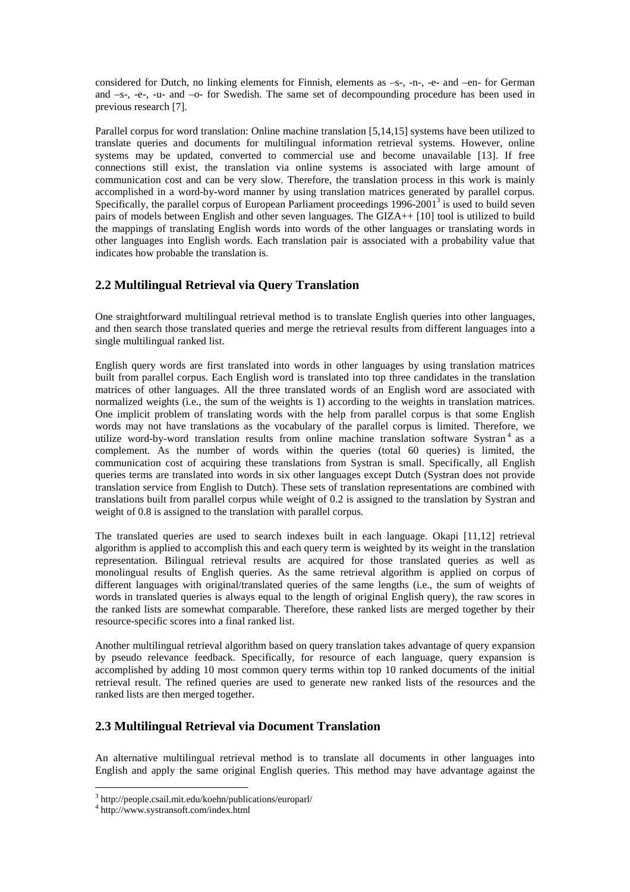considered for Dutch, no linking elements for Finnish, elements as –s-, -n-, -e- and –en- for German and –s-, -e-, -u- and –o- for Swedish. The same set of decompounding procedure has been used in previous research [7].

Parallel corpus for word translation: Online machine translation [5,14,15] systems have been utilized to translate queries and documents for multilingual information retrieval systems. However, online systems may be updated, converted to commercial use and become unavailable [13]. If free connections still exist, the translation via online systems is associated with large amount of communication cost and can be very slow. Therefore, the translation process in this work is mainly accomplished in a word-by-word manner by using translation matrices generated by parallel corpus. Specifically, the parallel corpus of European Parliament proceedings 1996-2001[3] is used to build seven pairs of models between English and other seven languages. The GIZA++ [10] tool is utilized to build the mappings of translating English words into words of the other languages or translating words in other languages into English words. Each translation pair is associated with a probability value that indicates how probable the translation is.

## 2.2 Multilingual Retrieval via Query Translation

One straightforward multilingual retrieval method is to translate English queries into other languages, and then search those translated queries and merge the retrieval results from different languages into a single multilingual ranked list.

English query words are first translated into words in other languages by using translation matrices built from parallel corpus. Each English word is translated into top three candidates in the translation matrices of other languages. All the three translated words of an English word are associated with normalized weights (i.e., the sum of the weights is 1) according to the weights in translation matrices. One implicit problem of translating words with the help from parallel corpus is that some English words may not have translations as the vocabulary of the parallel corpus is limited. Therefore, we utilize word-by-word translation results from online machine translation software Systran[4] as a complement. As the number of words within the queries (total 60 queries) is limited, the communication cost of acquiring these translations from Systran is small. Specifically, all English queries terms are translated into words in six other languages except Dutch (Systran does not provide translation service from English to Dutch). These sets of translation representations are combined with translations built from parallel corpus while weight of 0.2 is assigned to the translation by Systran and weight of 0.8 is assigned to the translation with parallel corpus.

The translated queries are used to search indexes built in each language. Okapi [11,12] retrieval algorithm is applied to accomplish this and each query term is weighted by its weight in the translation representation. Bilingual retrieval results are acquired for those translated queries as well as monolingual results of English queries. As the same retrieval algorithm is applied on corpus of different languages with original/translated queries of the same lengths (i.e., the sum of weights of words in translated queries is always equal to the length of original English query), the raw scores in the ranked lists are somewhat comparable. Therefore, these ranked lists are merged together by their resource-specific scores into a final ranked list.

Another multilingual retrieval algorithm based on query translation takes advantage of query expansion by pseudo relevance feedback. Specifically, for resource of each language, query expansion is accomplished by adding 10 most common query terms within top 10 ranked documents of the initial retrieval result. The refined queries are used to generate new ranked lists of the resources and the ranked lists are then merged together.

## 2.3 Multilingual Retrieval via Document Translation

An alternative multilingual retrieval method is to translate all documents in other languages into English and apply the same original English queries. This method may have advantage against the

[3] http://people.csail.mit.edu/koehn/publications/europarl/

[4] http://www.systransoft.com/index.html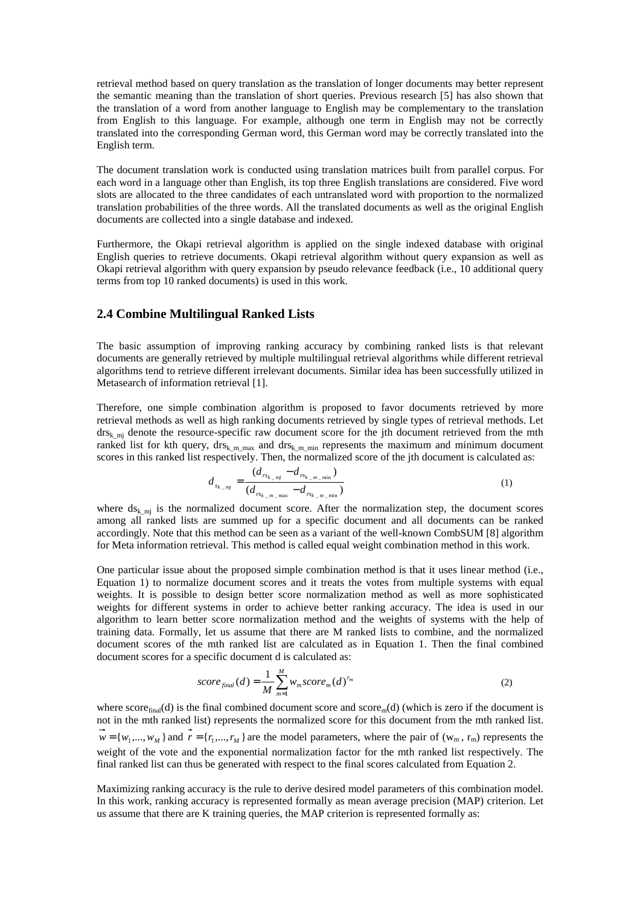retrieval method based on query translation as the translation of longer documents may better represent the semantic meaning than the translation of short queries. Previous research [5] has also shown that the translation of a word from another language to English may be complementary to the translation from English to this language. For example, although one term in English may not be correctly translated into the corresponding German word, this German word may be correctly translated into the English term.

The document translation work is conducted using translation matrices built from parallel corpus. For each word in a language other than English, its top three English translations are considered. Five word slots are allocated to the three candidates of each untranslated word with proportion to the normalized translation probabilities of the three words. All the translated documents as well as the original English documents are collected into a single database and indexed.

Furthermore, the Okapi retrieval algorithm is applied on the single indexed database with original English queries to retrieve documents. Okapi retrieval algorithm without query expansion as well as Okapi retrieval algorithm with query expansion by pseudo relevance feedback (i.e., 10 additional query terms from top 10 ranked documents) is used in this work.

## 2.4 Combine Multilingual Ranked Lists

The basic assumption of improving ranking accuracy by combining ranked lists is that relevant documents are generally retrieved by multiple multilingual retrieval algorithms while different retrieval algorithms tend to retrieve different irrelevant documents. Similar idea has been successfully utilized in Metasearch of information retrieval [1].

Therefore, one simple combination algorithm is proposed to favor documents retrieved by more retrieval methods as well as high ranking documents retrieved by single types of retrieval methods. Let $drs_{k\_mj}$ denote the resource-specific raw document score for the jth document retrieved from the mth ranked list for kth query, $drs_{k\_m\_max}$ and $drs_{k\_m\_min}$ represents the maximum and minimum document scores in this ranked list respectively. Then, the normalized score of the jth document is calculated as:

$$d_{s_{k\_mj}} = \frac{(d_{rs_{k\_mj}} - d_{rs_{k\_m\_min}})}{(d_{rs_{k\_m\_max}} - d_{rs_{k\_m\_min}})} \tag{1}$$

where $ds_{k\_mj}$ is the normalized document score. After the normalization step, the document scores among all ranked lists are summed up for a specific document and all documents can be ranked accordingly. Note that this method can be seen as a variant of the well-known CombSUM [8] algorithm for Meta information retrieval. This method is called equal weight combination method in this work.

One particular issue about the proposed simple combination method is that it uses linear method (i.e., Equation 1) to normalize document scores and it treats the votes from multiple systems with equal weights. It is possible to design better score normalization method as well as more sophisticated weights for different systems in order to achieve better ranking accuracy. The idea is used in our algorithm to learn better score normalization method and the weights of systems with the help of training data. Formally, let us assume that there are M ranked lists to combine, and the normalized document scores of the mth ranked list are calculated as in Equation 1. Then the final combined document scores for a specific document d is calculated as:

$$score_{final}(d) = \frac{1}{M} \sum_{m=1}^{M} w_m score_m(d)^{r_m} \tag{2}$$

where $score_{final}(d)$ is the final combined document score and $score_m(d)$ (which is zero if the document is not in the mth ranked list) represents the normalized score for this document from the mth ranked list. $\vec{w} = \{w_1, ..., w_M\}$ and $\vec{r} = \{r_1, ..., r_M\}$ are the model parameters, where the pair of ($w_m$, $r_m$) represents the weight of the vote and the exponential normalization factor for the mth ranked list respectively. The final ranked list can thus be generated with respect to the final scores calculated from Equation 2.

Maximizing ranking accuracy is the rule to derive desired model parameters of this combination model. In this work, ranking accuracy is represented formally as mean average precision (MAP) criterion. Let us assume that there are K training queries, the MAP criterion is represented formally as: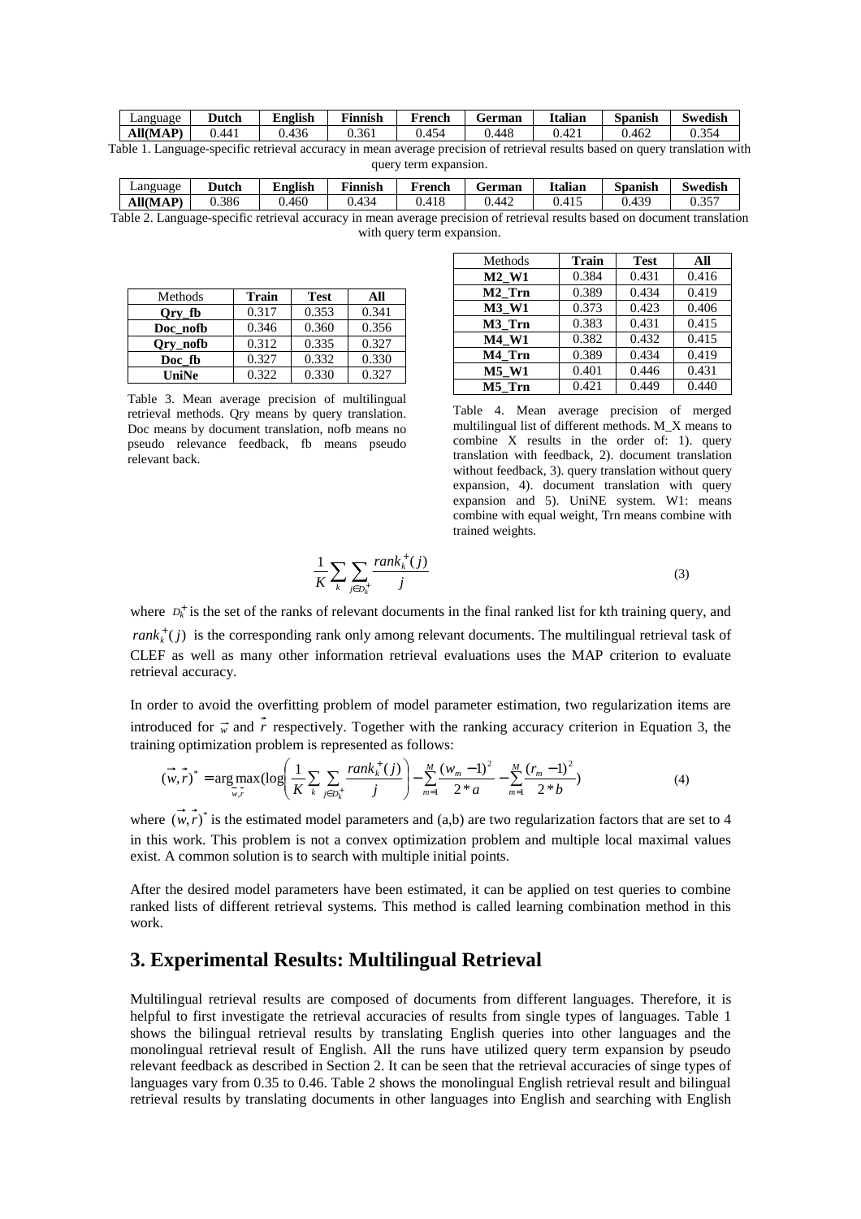| Language | Dutch | English | Finnish | French | German | Italian | Spanish | Swedish |
|---|---|---|---|---|---|---|---|---|
| **All(MAP)** | 0.441 | 0.436 | 0.361 | 0.454 | 0.448 | 0.421 | 0.462 | 0.354 |

Table 1. Language-specific retrieval accuracy in mean average precision of retrieval results based on query translation with query term expansion.

| Language | Dutch | English | Finnish | French | German | Italian | Spanish | Swedish |
|---|---|---|---|---|---|---|---|---|
| **All(MAP)** | 0.386 | 0.460 | 0.434 | 0.418 | 0.442 | 0.415 | 0.439 | 0.357 |

Table 2. Language-specific retrieval accuracy in mean average precision of retrieval results based on document translation with query term expansion.

| Methods | Train | Test | All |
|---|---|---|---|
| **Qry_fb** | 0.317 | 0.353 | 0.341 |
| **Doc_nofb** | 0.346 | 0.360 | 0.356 |
| **Qry_nofb** | 0.312 | 0.335 | 0.327 |
| **Doc_fb** | 0.327 | 0.332 | 0.330 |
| **UniNe** | 0.322 | 0.330 | 0.327 |

Table 3. Mean average precision of multilingual retrieval methods. Qry means by query translation. Doc means by document translation, nofb means no pseudo relevance feedback, fb means pseudo relevant back.

| Methods | Train | Test | All |
|---|---|---|---|
| **M2_W1** | 0.384 | 0.431 | 0.416 |
| **M2_Trn** | 0.389 | 0.434 | 0.419 |
| **M3_W1** | 0.373 | 0.423 | 0.406 |
| **M3_Trn** | 0.383 | 0.431 | 0.415 |
| **M4_W1** | 0.382 | 0.432 | 0.415 |
| **M4_Trn** | 0.389 | 0.434 | 0.419 |
| **M5_W1** | 0.401 | 0.446 | 0.431 |
| **M5_Trn** | 0.421 | 0.449 | 0.440 |

Table 4. Mean average precision of merged multilingual list of different methods. M_X means to combine X results in the order of: 1). query translation with feedback, 2). document translation without feedback, 3). query translation without query expansion, 4). document translation with query expansion and 5). UniNE system. W1: means combine with equal weight, Trn means combine with trained weights.

$$\frac{1}{K}\sum_{k}\sum_{j \in D_k^+}\frac{rank_k^+(j)}{j} \tag{3}$$

where $D_k^+$ is the set of the ranks of relevant documents in the final ranked list for kth training query, and $rank_k^+(j)$ is the corresponding rank only among relevant documents. The multilingual retrieval task of CLEF as well as many other information retrieval evaluations uses the MAP criterion to evaluate retrieval accuracy.

In order to avoid the overfitting problem of model parameter estimation, two regularization items are introduced for $\vec{w}$ and $\vec{r}$ respectively. Together with the ranking accuracy criterion in Equation 3, the training optimization problem is represented as follows:

$$(\vec{w},\vec{r})^* = \arg\max_{\vec{w},\vec{r}}(\log\left(\frac{1}{K}\sum_{k}\sum_{j \in D_k^+}\frac{rank_k^+(j)}{j}\right) - \sum_{m=1}^{M}\frac{(w_m-1)^2}{2*a} - \sum_{m=1}^{M}\frac{(r_m-1)^2}{2*b}) \tag{4}$$

where $(\vec{w},\vec{r})^*$ is the estimated model parameters and (a,b) are two regularization factors that are set to 4 in this work. This problem is not a convex optimization problem and multiple local maximal values exist. A common solution is to search with multiple initial points.

After the desired model parameters have been estimated, it can be applied on test queries to combine ranked lists of different retrieval systems. This method is called learning combination method in this work.

## 3. Experimental Results: Multilingual Retrieval

Multilingual retrieval results are composed of documents from different languages. Therefore, it is helpful to first investigate the retrieval accuracies of results from single types of languages. Table 1 shows the bilingual retrieval results by translating English queries into other languages and the monolingual retrieval result of English. All the runs have utilized query term expansion by pseudo relevant feedback as described in Section 2. It can be seen that the retrieval accuracies of singe types of languages vary from 0.35 to 0.46. Table 2 shows the monolingual English retrieval result and bilingual retrieval results by translating documents in other languages into English and searching with English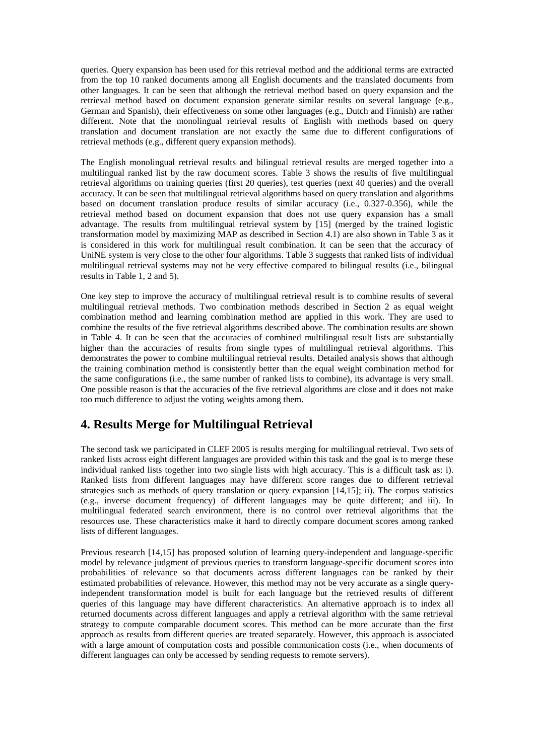queries. Query expansion has been used for this retrieval method and the additional terms are extracted from the top 10 ranked documents among all English documents and the translated documents from other languages. It can be seen that although the retrieval method based on query expansion and the retrieval method based on document expansion generate similar results on several language (e.g., German and Spanish), their effectiveness on some other languages (e.g., Dutch and Finnish) are rather different. Note that the monolingual retrieval results of English with methods based on query translation and document translation are not exactly the same due to different configurations of retrieval methods (e.g., different query expansion methods).

The English monolingual retrieval results and bilingual retrieval results are merged together into a multilingual ranked list by the raw document scores. Table 3 shows the results of five multilingual retrieval algorithms on training queries (first 20 queries), test queries (next 40 queries) and the overall accuracy. It can be seen that multilingual retrieval algorithms based on query translation and algorithms based on document translation produce results of similar accuracy (i.e., 0.327-0.356), while the retrieval method based on document expansion that does not use query expansion has a small advantage. The results from multilingual retrieval system by [15] (merged by the trained logistic transformation model by maximizing MAP as described in Section 4.1) are also shown in Table 3 as it is considered in this work for multilingual result combination. It can be seen that the accuracy of UniNE system is very close to the other four algorithms. Table 3 suggests that ranked lists of individual multilingual retrieval systems may not be very effective compared to bilingual results (i.e., bilingual results in Table 1, 2 and 5).

One key step to improve the accuracy of multilingual retrieval result is to combine results of several multilingual retrieval methods. Two combination methods described in Section 2 as equal weight combination method and learning combination method are applied in this work. They are used to combine the results of the five retrieval algorithms described above. The combination results are shown in Table 4. It can be seen that the accuracies of combined multilingual result lists are substantially higher than the accuracies of results from single types of multilingual retrieval algorithms. This demonstrates the power to combine multilingual retrieval results. Detailed analysis shows that although the training combination method is consistently better than the equal weight combination method for the same configurations (i.e., the same number of ranked lists to combine), its advantage is very small. One possible reason is that the accuracies of the five retrieval algorithms are close and it does not make too much difference to adjust the voting weights among them.

## 4. Results Merge for Multilingual Retrieval

The second task we participated in CLEF 2005 is results merging for multilingual retrieval. Two sets of ranked lists across eight different languages are provided within this task and the goal is to merge these individual ranked lists together into two single lists with high accuracy. This is a difficult task as: i). Ranked lists from different languages may have different score ranges due to different retrieval strategies such as methods of query translation or query expansion [14,15]; ii). The corpus statistics (e.g., inverse document frequency) of different languages may be quite different; and iii). In multilingual federated search environment, there is no control over retrieval algorithms that the resources use. These characteristics make it hard to directly compare document scores among ranked lists of different languages.

Previous research [14,15] has proposed solution of learning query-independent and language-specific model by relevance judgment of previous queries to transform language-specific document scores into probabilities of relevance so that documents across different languages can be ranked by their estimated probabilities of relevance. However, this method may not be very accurate as a single query-independent transformation model is built for each language but the retrieved results of different queries of this language may have different characteristics. An alternative approach is to index all returned documents across different languages and apply a retrieval algorithm with the same retrieval strategy to compute comparable document scores. This method can be more accurate than the first approach as results from different queries are treated separately. However, this approach is associated with a large amount of computation costs and possible communication costs (i.e., when documents of different languages can only be accessed by sending requests to remote servers).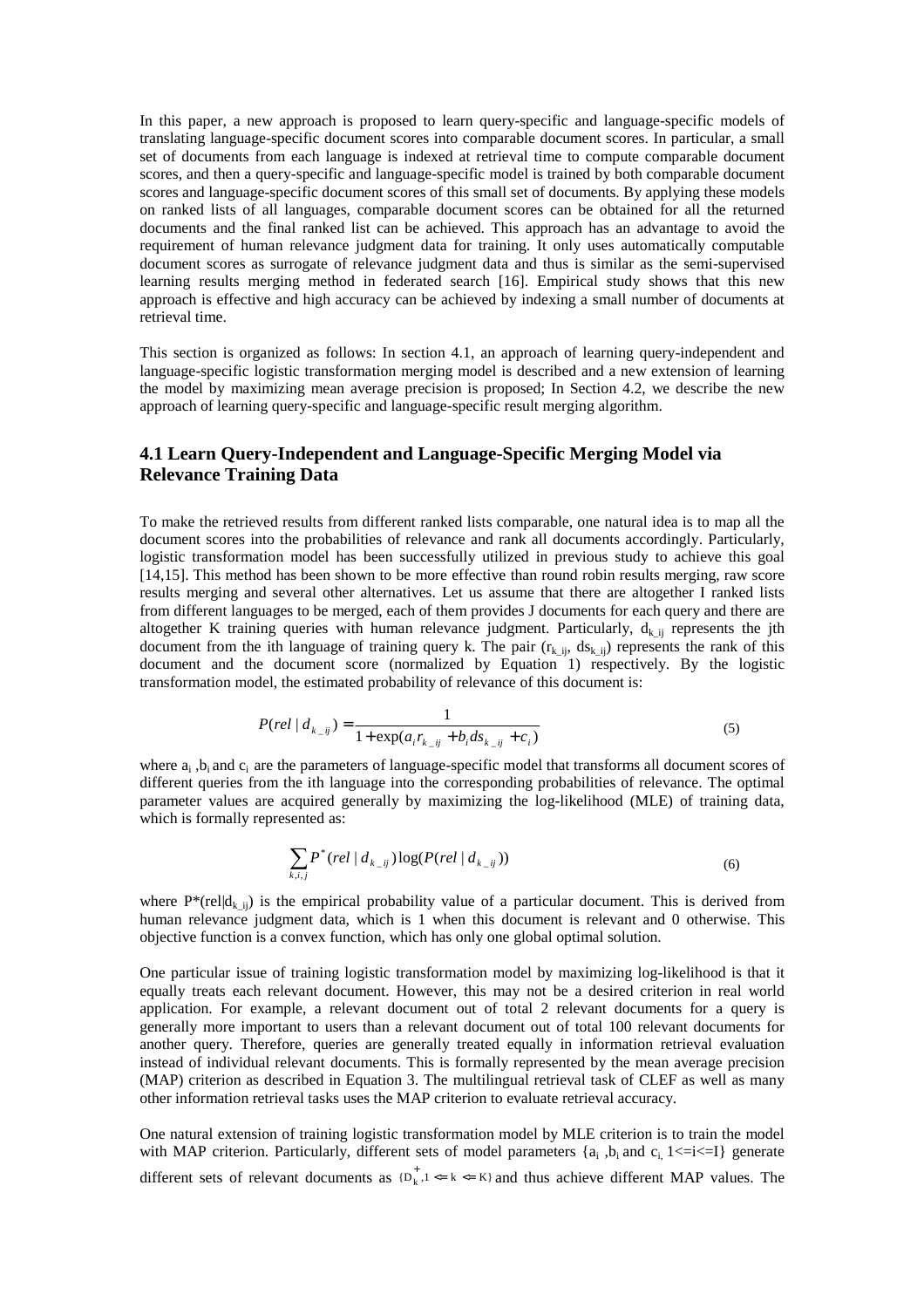In this paper, a new approach is proposed to learn query-specific and language-specific models of translating language-specific document scores into comparable document scores. In particular, a small set of documents from each language is indexed at retrieval time to compute comparable document scores, and then a query-specific and language-specific model is trained by both comparable document scores and language-specific document scores of this small set of documents. By applying these models on ranked lists of all languages, comparable document scores can be obtained for all the returned documents and the final ranked list can be achieved. This approach has an advantage to avoid the requirement of human relevance judgment data for training. It only uses automatically computable document scores as surrogate of relevance judgment data and thus is similar as the semi-supervised learning results merging method in federated search [16]. Empirical study shows that this new approach is effective and high accuracy can be achieved by indexing a small number of documents at retrieval time.

This section is organized as follows: In section 4.1, an approach of learning query-independent and language-specific logistic transformation merging model is described and a new extension of learning the model by maximizing mean average precision is proposed; In Section 4.2, we describe the new approach of learning query-specific and language-specific result merging algorithm.

### 4.1 Learn Query-Independent and Language-Specific Merging Model via Relevance Training Data

To make the retrieved results from different ranked lists comparable, one natural idea is to map all the document scores into the probabilities of relevance and rank all documents accordingly. Particularly, logistic transformation model has been successfully utilized in previous study to achieve this goal [14,15]. This method has been shown to be more effective than round robin results merging, raw score results merging and several other alternatives. Let us assume that there are altogether I ranked lists from different languages to be merged, each of them provides J documents for each query and there are altogether K training queries with human relevance judgment. Particularly, $d_{k\_ij}$ represents the jth document from the ith language of training query k. The pair ($r_{k\_ij}$, $ds_{k\_ij}$) represents the rank of this document and the document score (normalized by Equation 1) respectively. By the logistic transformation model, the estimated probability of relevance of this document is:

$$P(rel \mid d_{k\_ij}) = \frac{1}{1+\exp(a_i r_{k\_ij} + b_i ds_{k\_ij} + c_i)} \tag{5}$$

where $a_i$, $b_i$ and $c_i$ are the parameters of language-specific model that transforms all document scores of different queries from the ith language into the corresponding probabilities of relevance. The optimal parameter values are acquired generally by maximizing the log-likelihood (MLE) of training data, which is formally represented as:

$$\sum_{k,i,j} P^*(rel \mid d_{k\_ij}) \log(P(rel \mid d_{k\_ij})) \tag{6}$$

where $P^*(rel|d_{k\_ij})$ is the empirical probability value of a particular document. This is derived from human relevance judgment data, which is 1 when this document is relevant and 0 otherwise. This objective function is a convex function, which has only one global optimal solution.

One particular issue of training logistic transformation model by maximizing log-likelihood is that it equally treats each relevant document. However, this may not be a desired criterion in real world application. For example, a relevant document out of total 2 relevant documents for a query is generally more important to users than a relevant document out of total 100 relevant documents for another query. Therefore, queries are generally treated equally in information retrieval evaluation instead of individual relevant documents. This is formally represented by the mean average precision (MAP) criterion as described in Equation 3. The multilingual retrieval task of CLEF as well as many other information retrieval tasks uses the MAP criterion to evaluate retrieval accuracy.

One natural extension of training logistic transformation model by MLE criterion is to train the model with MAP criterion. Particularly, different sets of model parameters {$a_i$, $b_i$ and $c_i$, $1 \le i \le I$} generate different sets of relevant documents as $\{D_k^+, 1 \le k \le K\}$ and thus achieve different MAP values. The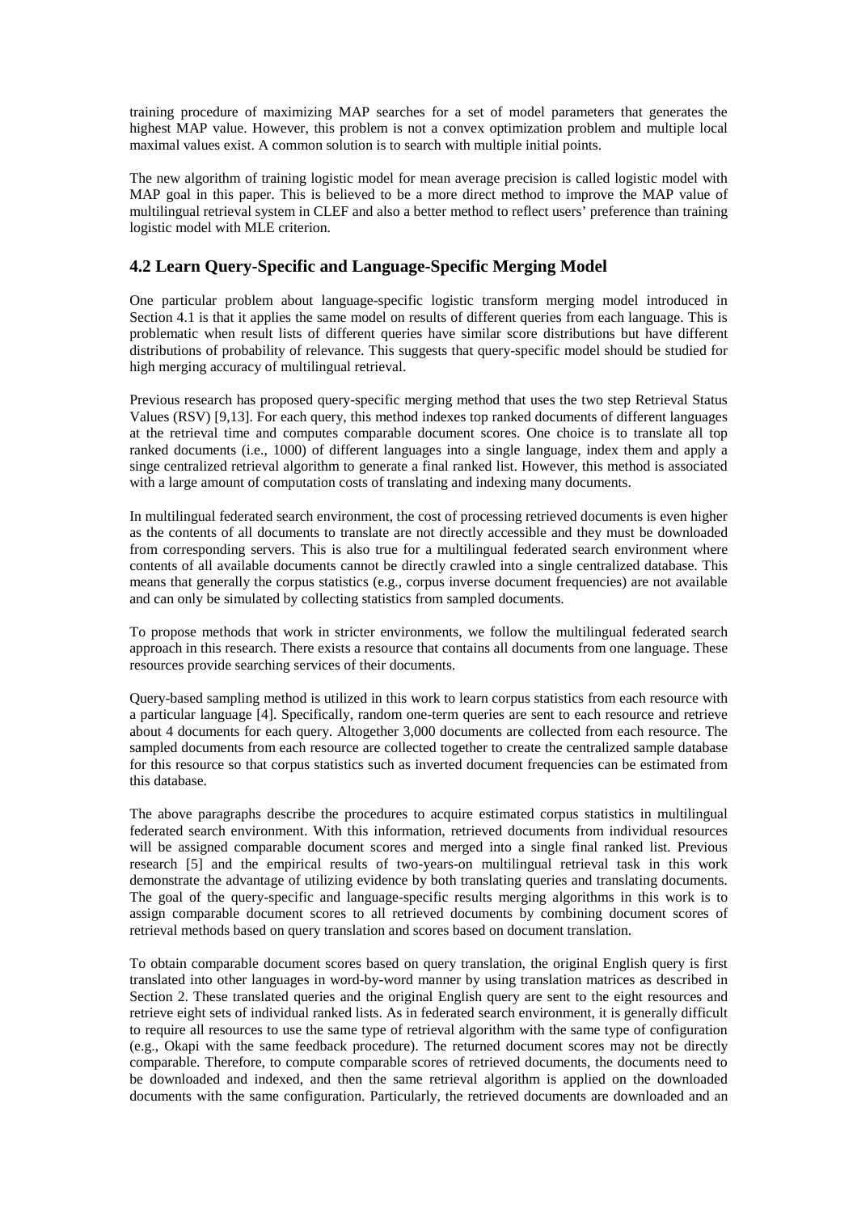training procedure of maximizing MAP searches for a set of model parameters that generates the highest MAP value. However, this problem is not a convex optimization problem and multiple local maximal values exist. A common solution is to search with multiple initial points.

The new algorithm of training logistic model for mean average precision is called logistic model with MAP goal in this paper. This is believed to be a more direct method to improve the MAP value of multilingual retrieval system in CLEF and also a better method to reflect users' preference than training logistic model with MLE criterion.

## 4.2 Learn Query-Specific and Language-Specific Merging Model

One particular problem about language-specific logistic transform merging model introduced in Section 4.1 is that it applies the same model on results of different queries from each language. This is problematic when result lists of different queries have similar score distributions but have different distributions of probability of relevance. This suggests that query-specific model should be studied for high merging accuracy of multilingual retrieval.

Previous research has proposed query-specific merging method that uses the two step Retrieval Status Values (RSV) [9,13]. For each query, this method indexes top ranked documents of different languages at the retrieval time and computes comparable document scores. One choice is to translate all top ranked documents (i.e., 1000) of different languages into a single language, index them and apply a singe centralized retrieval algorithm to generate a final ranked list. However, this method is associated with a large amount of computation costs of translating and indexing many documents.

In multilingual federated search environment, the cost of processing retrieved documents is even higher as the contents of all documents to translate are not directly accessible and they must be downloaded from corresponding servers. This is also true for a multilingual federated search environment where contents of all available documents cannot be directly crawled into a single centralized database. This means that generally the corpus statistics (e.g., corpus inverse document frequencies) are not available and can only be simulated by collecting statistics from sampled documents.

To propose methods that work in stricter environments, we follow the multilingual federated search approach in this research. There exists a resource that contains all documents from one language. These resources provide searching services of their documents.

Query-based sampling method is utilized in this work to learn corpus statistics from each resource with a particular language [4]. Specifically, random one-term queries are sent to each resource and retrieve about 4 documents for each query. Altogether 3,000 documents are collected from each resource. The sampled documents from each resource are collected together to create the centralized sample database for this resource so that corpus statistics such as inverted document frequencies can be estimated from this database.

The above paragraphs describe the procedures to acquire estimated corpus statistics in multilingual federated search environment. With this information, retrieved documents from individual resources will be assigned comparable document scores and merged into a single final ranked list. Previous research [5] and the empirical results of two-years-on multilingual retrieval task in this work demonstrate the advantage of utilizing evidence by both translating queries and translating documents. The goal of the query-specific and language-specific results merging algorithms in this work is to assign comparable document scores to all retrieved documents by combining document scores of retrieval methods based on query translation and scores based on document translation.

To obtain comparable document scores based on query translation, the original English query is first translated into other languages in word-by-word manner by using translation matrices as described in Section 2. These translated queries and the original English query are sent to the eight resources and retrieve eight sets of individual ranked lists. As in federated search environment, it is generally difficult to require all resources to use the same type of retrieval algorithm with the same type of configuration (e.g., Okapi with the same feedback procedure). The returned document scores may not be directly comparable. Therefore, to compute comparable scores of retrieved documents, the documents need to be downloaded and indexed, and then the same retrieval algorithm is applied on the downloaded documents with the same configuration. Particularly, the retrieved documents are downloaded and an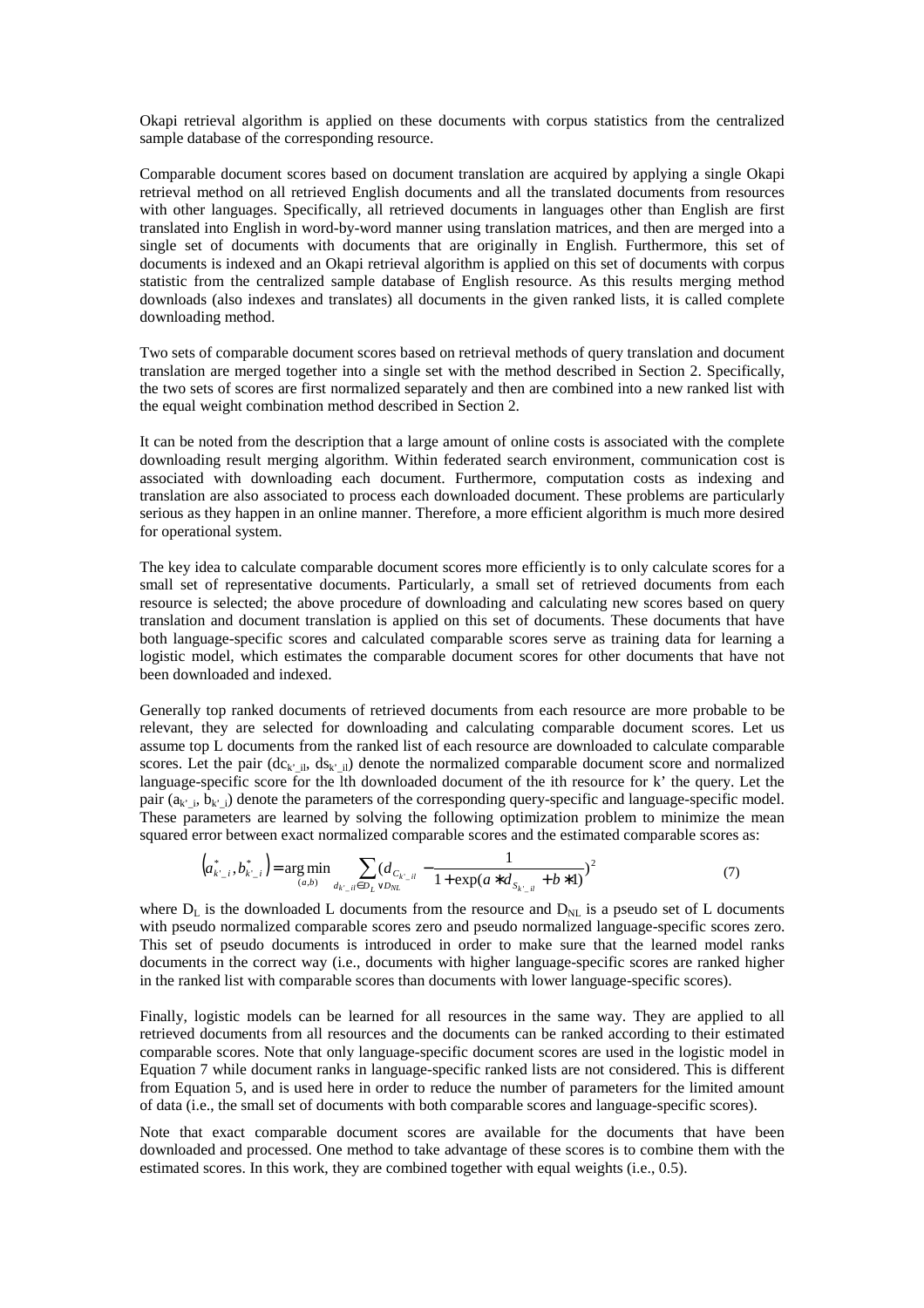Okapi retrieval algorithm is applied on these documents with corpus statistics from the centralized sample database of the corresponding resource.

Comparable document scores based on document translation are acquired by applying a single Okapi retrieval method on all retrieved English documents and all the translated documents from resources with other languages. Specifically, all retrieved documents in languages other than English are first translated into English in word-by-word manner using translation matrices, and then are merged into a single set of documents with documents that are originally in English. Furthermore, this set of documents is indexed and an Okapi retrieval algorithm is applied on this set of documents with corpus statistic from the centralized sample database of English resource. As this results merging method downloads (also indexes and translates) all documents in the given ranked lists, it is called complete downloading method.

Two sets of comparable document scores based on retrieval methods of query translation and document translation are merged together into a single set with the method described in Section 2. Specifically, the two sets of scores are first normalized separately and then are combined into a new ranked list with the equal weight combination method described in Section 2.

It can be noted from the description that a large amount of online costs is associated with the complete downloading result merging algorithm. Within federated search environment, communication cost is associated with downloading each document. Furthermore, computation costs as indexing and translation are also associated to process each downloaded document. These problems are particularly serious as they happen in an online manner. Therefore, a more efficient algorithm is much more desired for operational system.

The key idea to calculate comparable document scores more efficiently is to only calculate scores for a small set of representative documents. Particularly, a small set of retrieved documents from each resource is selected; the above procedure of downloading and calculating new scores based on query translation and document translation is applied on this set of documents. These documents that have both language-specific scores and calculated comparable scores serve as training data for learning a logistic model, which estimates the comparable document scores for other documents that have not been downloaded and indexed.

Generally top ranked documents of retrieved documents from each resource are more probable to be relevant, they are selected for downloading and calculating comparable document scores. Let us assume top L documents from the ranked list of each resource are downloaded to calculate comparable scores. Let the pair ($dc_{k'\_il}$, $ds_{k'\_il}$) denote the normalized comparable document score and normalized language-specific score for the lth downloaded document of the ith resource for k' the query. Let the pair ($a_{k'\_i}$, $b_{k'\_i}$) denote the parameters of the corresponding query-specific and language-specific model. These parameters are learned by solving the following optimization problem to minimize the mean squared error between exact normalized comparable scores and the estimated comparable scores as:

$$\left(a^*_{k'\_i}, b^*_{k'\_i}\right) = \underset{(a,b)}{\arg\min} \sum_{d_{k'\_il} \in D_L \vee D_{NL}} \left(d_{C_{k'\_il}} - \frac{1}{1+\exp(a * d_{S_{k'\_il}} + b * 1)}\right)^2 \quad (7)$$

where $D_L$ is the downloaded L documents from the resource and $D_{NL}$ is a pseudo set of L documents with pseudo normalized comparable scores zero and pseudo normalized language-specific scores zero. This set of pseudo documents is introduced in order to make sure that the learned model ranks documents in the correct way (i.e., documents with higher language-specific scores are ranked higher in the ranked list with comparable scores than documents with lower language-specific scores).

Finally, logistic models can be learned for all resources in the same way. They are applied to all retrieved documents from all resources and the documents can be ranked according to their estimated comparable scores. Note that only language-specific document scores are used in the logistic model in Equation 7 while document ranks in language-specific ranked lists are not considered. This is different from Equation 5, and is used here in order to reduce the number of parameters for the limited amount of data (i.e., the small set of documents with both comparable scores and language-specific scores).

Note that exact comparable document scores are available for the documents that have been downloaded and processed. One method to take advantage of these scores is to combine them with the estimated scores. In this work, they are combined together with equal weights (i.e., 0.5).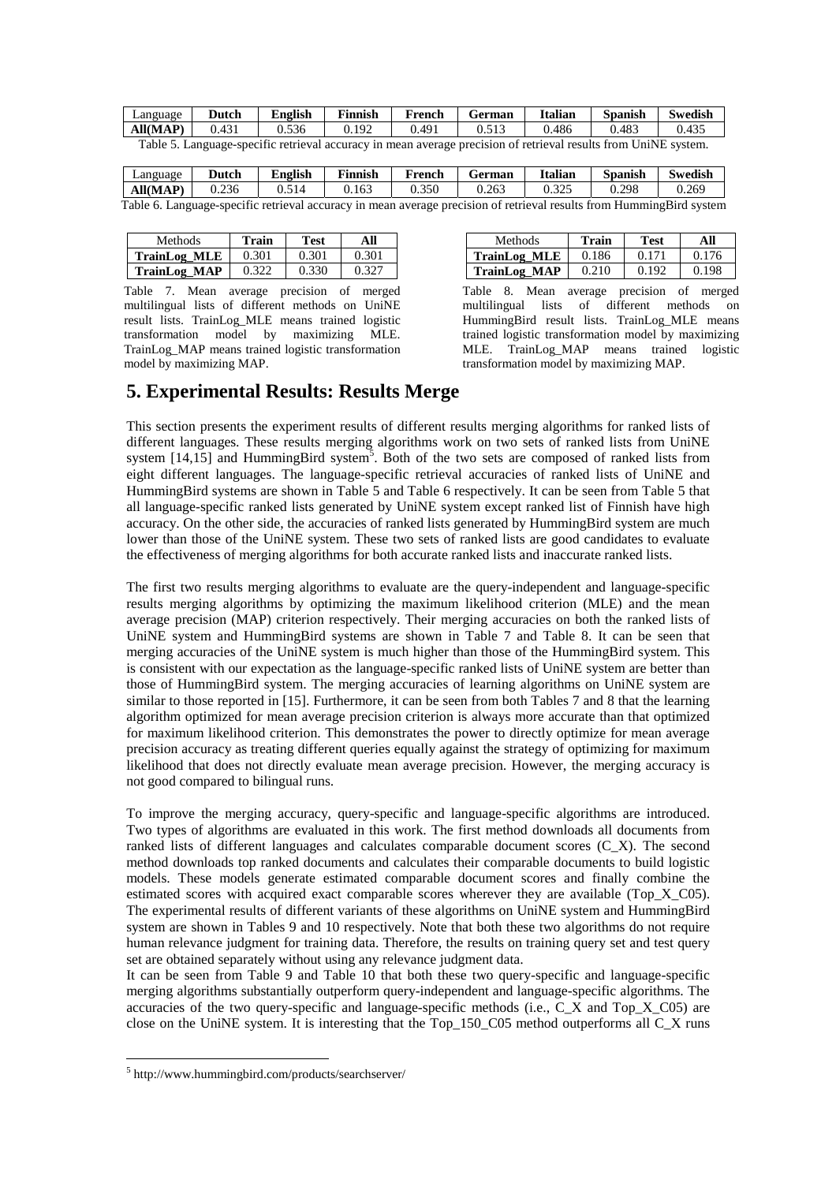| Language | Dutch | English | Finnish | French | German | Italian | Spanish | Swedish |
|---|---|---|---|---|---|---|---|---|
| **All(MAP)** | 0.431 | 0.536 | 0.192 | 0.491 | 0.513 | 0.486 | 0.483 | 0.435 |

Table 5. Language-specific retrieval accuracy in mean average precision of retrieval results from UniNE system.

| Language | Dutch | English | Finnish | French | German | Italian | Spanish | Swedish |
|---|---|---|---|---|---|---|---|---|
| **All(MAP)** | 0.236 | 0.514 | 0.163 | 0.350 | 0.263 | 0.325 | 0.298 | 0.269 |

Table 6. Language-specific retrieval accuracy in mean average precision of retrieval results from HummingBird system

| Methods | Train | Test | All |
|---|---|---|---|
| **TrainLog_MLE** | 0.301 | 0.301 | 0.301 |
| **TrainLog_MAP** | 0.322 | 0.330 | 0.327 |

Table 7. Mean average precision of merged multilingual lists of different methods on UniNE result lists. TrainLog_MLE means trained logistic transformation model by maximizing MLE. TrainLog_MAP means trained logistic transformation model by maximizing MAP.

| Methods | Train | Test | All |
|---|---|---|---|
| **TrainLog_MLE** | 0.186 | 0.171 | 0.176 |
| **TrainLog_MAP** | 0.210 | 0.192 | 0.198 |

Table 8. Mean average precision of merged multilingual lists of different methods on HummingBird result lists. TrainLog_MLE means trained logistic transformation model by maximizing MLE. TrainLog_MAP means trained logistic transformation model by maximizing MAP.

# 5. Experimental Results: Results Merge

This section presents the experiment results of different results merging algorithms for ranked lists of different languages. These results merging algorithms work on two sets of ranked lists from UniNE system [14,15] and HummingBird system[5]. Both of the two sets are composed of ranked lists from eight different languages. The language-specific retrieval accuracies of ranked lists of UniNE and HummingBird systems are shown in Table 5 and Table 6 respectively. It can be seen from Table 5 that all language-specific ranked lists generated by UniNE system except ranked list of Finnish have high accuracy. On the other side, the accuracies of ranked lists generated by HummingBird system are much lower than those of the UniNE system. These two sets of ranked lists are good candidates to evaluate the effectiveness of merging algorithms for both accurate ranked lists and inaccurate ranked lists.

The first two results merging algorithms to evaluate are the query-independent and language-specific results merging algorithms by optimizing the maximum likelihood criterion (MLE) and the mean average precision (MAP) criterion respectively. Their merging accuracies on both the ranked lists of UniNE system and HummingBird systems are shown in Table 7 and Table 8. It can be seen that merging accuracies of the UniNE system is much higher than those of the HummingBird system. This is consistent with our expectation as the language-specific ranked lists of UniNE system are better than those of HummingBird system. The merging accuracies of learning algorithms on UniNE system are similar to those reported in [15]. Furthermore, it can be seen from both Tables 7 and 8 that the learning algorithm optimized for mean average precision criterion is always more accurate than that optimized for maximum likelihood criterion. This demonstrates the power to directly optimize for mean average precision accuracy as treating different queries equally against the strategy of optimizing for maximum likelihood that does not directly evaluate mean average precision. However, the merging accuracy is not good compared to bilingual runs.

To improve the merging accuracy, query-specific and language-specific algorithms are introduced. Two types of algorithms are evaluated in this work. The first method downloads all documents from ranked lists of different languages and calculates comparable document scores (C_X). The second method downloads top ranked documents and calculates their comparable documents to build logistic models. These models generate estimated comparable document scores and finally combine the estimated scores with acquired exact comparable scores wherever they are available (Top_X_C05). The experimental results of different variants of these algorithms on UniNE system and HummingBird system are shown in Tables 9 and 10 respectively. Note that both these two algorithms do not require human relevance judgment for training data. Therefore, the results on training query set and test query set are obtained separately without using any relevance judgment data.

It can be seen from Table 9 and Table 10 that both these two query-specific and language-specific merging algorithms substantially outperform query-independent and language-specific algorithms. The accuracies of the two query-specific and language-specific methods (i.e., C_X and Top_X_C05) are close on the UniNE system. It is interesting that the Top_150_C05 method outperforms all C_X runs

[5] http://www.hummingbird.com/products/searchserver/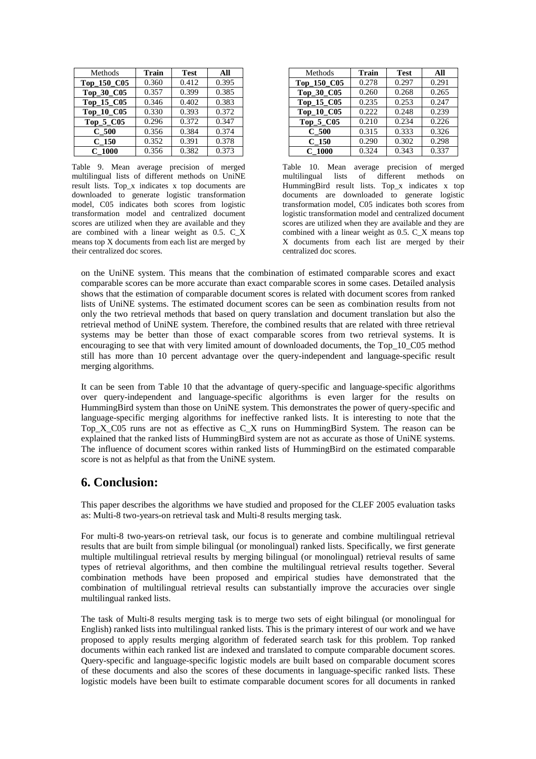| Methods | Train | Test | All |
| --- | --- | --- | --- |
| **Top_150_C05** | 0.360 | 0.412 | 0.395 |
| **Top_30_C05** | 0.357 | 0.399 | 0.385 |
| **Top_15_C05** | 0.346 | 0.402 | 0.383 |
| **Top_10_C05** | 0.330 | 0.393 | 0.372 |
| **Top_5_C05** | 0.296 | 0.372 | 0.347 |
| **C_500** | 0.356 | 0.384 | 0.374 |
| **C_150** | 0.352 | 0.391 | 0.378 |
| **C_1000** | 0.356 | 0.382 | 0.373 |

Table 9. Mean average precision of merged multilingual lists of different methods on UniNE result lists. Top_x indicates x top documents are downloaded to generate logistic transformation model, C05 indicates both scores from logistic transformation model and centralized document scores are utilized when they are available and they are combined with a linear weight as 0.5. C_X means top X documents from each list are merged by their centralized doc scores.

| Methods | Train | Test | All |
| --- | --- | --- | --- |
| **Top_150_C05** | 0.278 | 0.297 | 0.291 |
| **Top_30_C05** | 0.260 | 0.268 | 0.265 |
| **Top_15_C05** | 0.235 | 0.253 | 0.247 |
| **Top_10_C05** | 0.222 | 0.248 | 0.239 |
| **Top_5_C05** | 0.210 | 0.234 | 0.226 |
| **C_500** | 0.315 | 0.333 | 0.326 |
| **C_150** | 0.290 | 0.302 | 0.298 |
| **C_1000** | 0.324 | 0.343 | 0.337 |

Table 10. Mean average precision of merged multilingual lists of different methods on HummingBird result lists. Top_x indicates x top documents are downloaded to generate logistic transformation model, C05 indicates both scores from logistic transformation model and centralized document scores are utilized when they are available and they are combined with a linear weight as 0.5. C_X means top X documents from each list are merged by their centralized doc scores.

on the UniNE system. This means that the combination of estimated comparable scores and exact comparable scores can be more accurate than exact comparable scores in some cases. Detailed analysis shows that the estimation of comparable document scores is related with document scores from ranked lists of UniNE systems. The estimated document scores can be seen as combination results from not only the two retrieval methods that based on query translation and document translation but also the retrieval method of UniNE system. Therefore, the combined results that are related with three retrieval systems may be better than those of exact comparable scores from two retrieval systems. It is encouraging to see that with very limited amount of downloaded documents, the Top_10_C05 method still has more than 10 percent advantage over the query-independent and language-specific result merging algorithms.

It can be seen from Table 10 that the advantage of query-specific and language-specific algorithms over query-independent and language-specific algorithms is even larger for the results on HummingBird system than those on UniNE system. This demonstrates the power of query-specific and language-specific merging algorithms for ineffective ranked lists. It is interesting to note that the Top_X_C05 runs are not as effective as C_X runs on HummingBird System. The reason can be explained that the ranked lists of HummingBird system are not as accurate as those of UniNE systems. The influence of document scores within ranked lists of HummingBird on the estimated comparable score is not as helpful as that from the UniNE system.

## 6. Conclusion:

This paper describes the algorithms we have studied and proposed for the CLEF 2005 evaluation tasks as: Multi-8 two-years-on retrieval task and Multi-8 results merging task.

For multi-8 two-years-on retrieval task, our focus is to generate and combine multilingual retrieval results that are built from simple bilingual (or monolingual) ranked lists. Specifically, we first generate multiple multilingual retrieval results by merging bilingual (or monolingual) retrieval results of same types of retrieval algorithms, and then combine the multilingual retrieval results together. Several combination methods have been proposed and empirical studies have demonstrated that the combination of multilingual retrieval results can substantially improve the accuracies over single multilingual ranked lists.

The task of Multi-8 results merging task is to merge two sets of eight bilingual (or monolingual for English) ranked lists into multilingual ranked lists. This is the primary interest of our work and we have proposed to apply results merging algorithm of federated search task for this problem. Top ranked documents within each ranked list are indexed and translated to compute comparable document scores. Query-specific and language-specific logistic models are built based on comparable document scores of these documents and also the scores of these documents in language-specific ranked lists. These logistic models have been built to estimate comparable document scores for all documents in ranked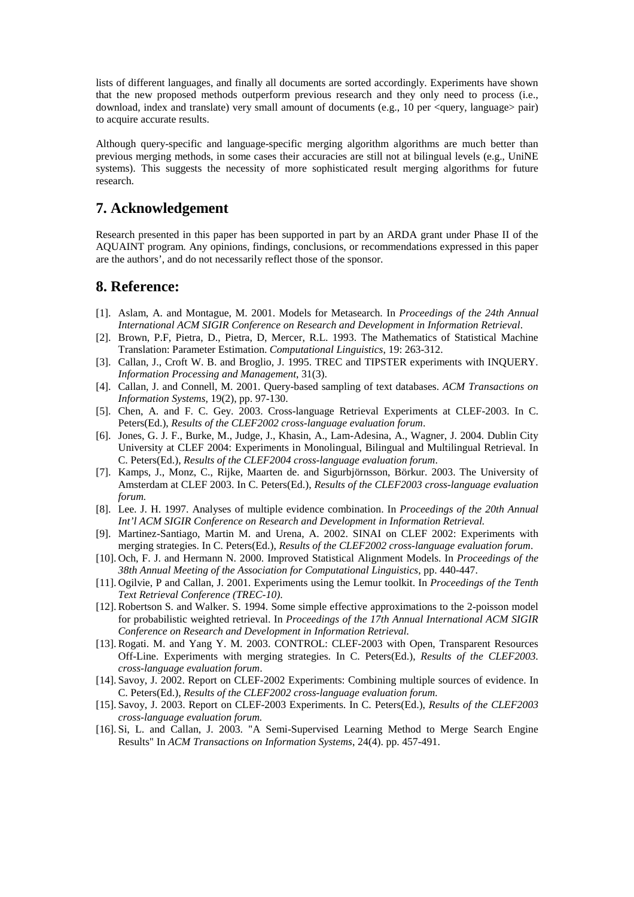lists of different languages, and finally all documents are sorted accordingly. Experiments have shown that the new proposed methods outperform previous research and they only need to process (i.e., download, index and translate) very small amount of documents (e.g., 10 per <query, language> pair) to acquire accurate results.

Although query-specific and language-specific merging algorithm algorithms are much better than previous merging methods, in some cases their accuracies are still not at bilingual levels (e.g., UniNE systems). This suggests the necessity of more sophisticated result merging algorithms for future research.

## 7. Acknowledgement

Research presented in this paper has been supported in part by an ARDA grant under Phase II of the AQUAINT program. Any opinions, findings, conclusions, or recommendations expressed in this paper are the authors', and do not necessarily reflect those of the sponsor.

## 8. Reference:

[1]. Aslam, A. and Montague, M. 2001. Models for Metasearch. In *Proceedings of the 24th Annual International ACM SIGIR Conference on Research and Development in Information Retrieval*.

[2]. Brown, P.F, Pietra, D., Pietra, D, Mercer, R.L. 1993. The Mathematics of Statistical Machine Translation: Parameter Estimation. *Computational Linguistics*, 19: 263-312.

[3]. Callan, J., Croft W. B. and Broglio, J. 1995. TREC and TIPSTER experiments with INQUERY. *Information Processing and Management*, 31(3).

[4]. Callan, J. and Connell, M. 2001. Query-based sampling of text databases. *ACM Transactions on Information Systems*, 19(2), pp. 97-130.

[5]. Chen, A. and F. C. Gey. 2003. Cross-language Retrieval Experiments at CLEF-2003. In C. Peters(Ed.), *Results of the CLEF2002 cross-language evaluation forum*.

[6]. Jones, G. J. F., Burke, M., Judge, J., Khasin, A., Lam-Adesina, A., Wagner, J. 2004. Dublin City University at CLEF 2004: Experiments in Monolingual, Bilingual and Multilingual Retrieval. In C. Peters(Ed.), *Results of the CLEF2004 cross-language evaluation forum*.

[7]. Kamps, J., Monz, C., Rijke, Maarten de. and Sigurbjörnsson, Börkur. 2003. The University of Amsterdam at CLEF 2003. In C. Peters(Ed.), *Results of the CLEF2003 cross-language evaluation forum.*

[8]. Lee. J. H. 1997. Analyses of multiple evidence combination. In *Proceedings of the 20th Annual Int'l ACM SIGIR Conference on Research and Development in Information Retrieval.*

[9]. Martinez-Santiago, Martin M. and Urena, A. 2002. SINAI on CLEF 2002: Experiments with merging strategies. In C. Peters(Ed.), *Results of the CLEF2002 cross-language evaluation forum*.

[10]. Och, F. J. and Hermann N. 2000. Improved Statistical Alignment Models. In *Proceedings of the 38th Annual Meeting of the Association for Computational Linguistics*, pp. 440-447.

[11]. Ogilvie, P and Callan, J. 2001. Experiments using the Lemur toolkit. In *Proceedings of the Tenth Text Retrieval Conference (TREC-10)*.

[12]. Robertson S. and Walker. S. 1994. Some simple effective approximations to the 2-poisson model for probabilistic weighted retrieval. In *Proceedings of the 17th Annual International ACM SIGIR Conference on Research and Development in Information Retrieval.*

[13]. Rogati. M. and Yang Y. M. 2003. CONTROL: CLEF-2003 with Open, Transparent Resources Off-Line. Experiments with merging strategies. In C. Peters(Ed.), *Results of the CLEF2003. cross-language evaluation forum*.

[14]. Savoy, J. 2002. Report on CLEF-2002 Experiments: Combining multiple sources of evidence. In C. Peters(Ed.), *Results of the CLEF2002 cross-language evaluation forum.*

[15]. Savoy, J. 2003. Report on CLEF-2003 Experiments. In C. Peters(Ed.), *Results of the CLEF2003 cross-language evaluation forum.*

[16]. Si, L. and Callan, J. 2003. "A Semi-Supervised Learning Method to Merge Search Engine Results" In *ACM Transactions on Information Systems*, 24(4). pp. 457-491.